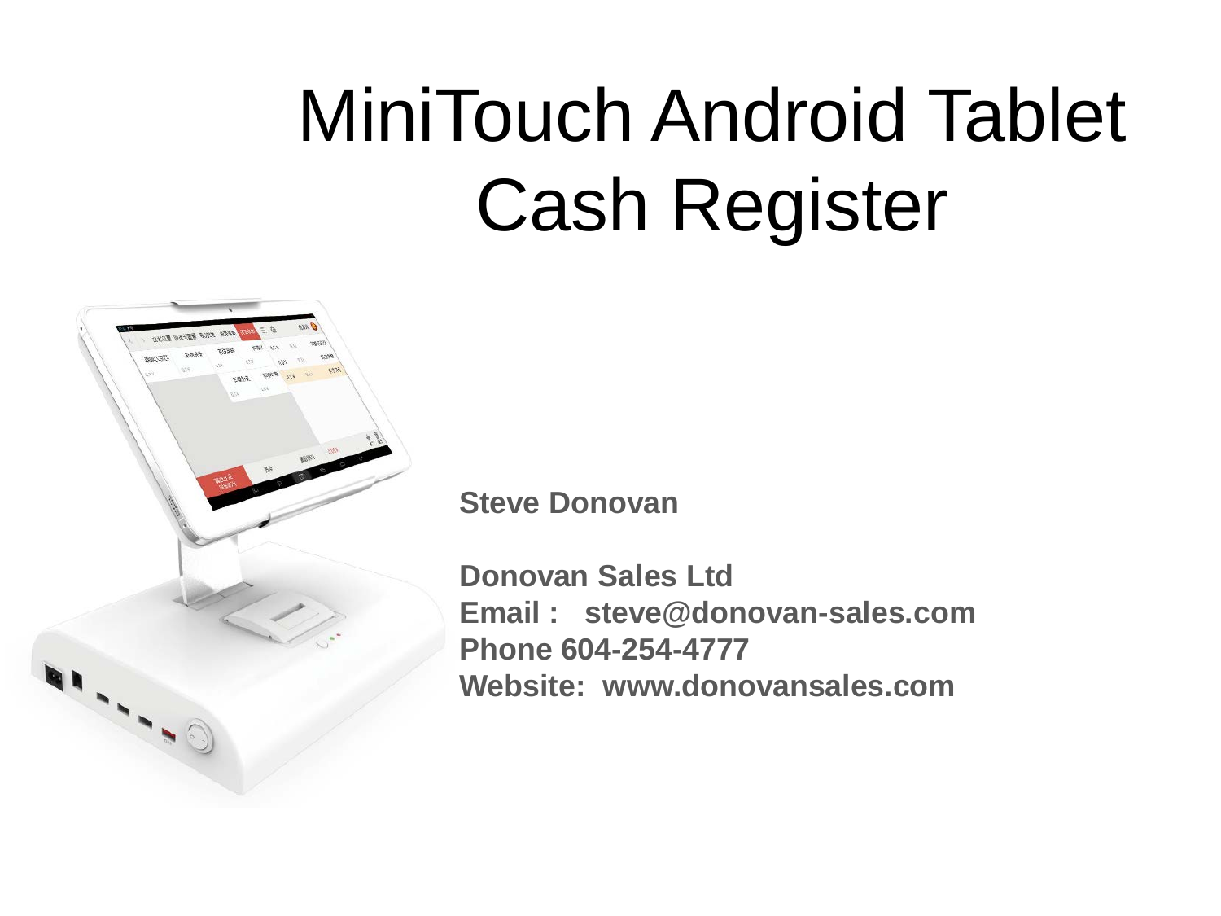# MiniTouch Android Tablet Cash Register

**Steve Donovan**

**Donovan Sales Ltd**
**Email : steve@donovan-sales.com**
**Phone 604-254-4777**
**Website: www.donovansales.com**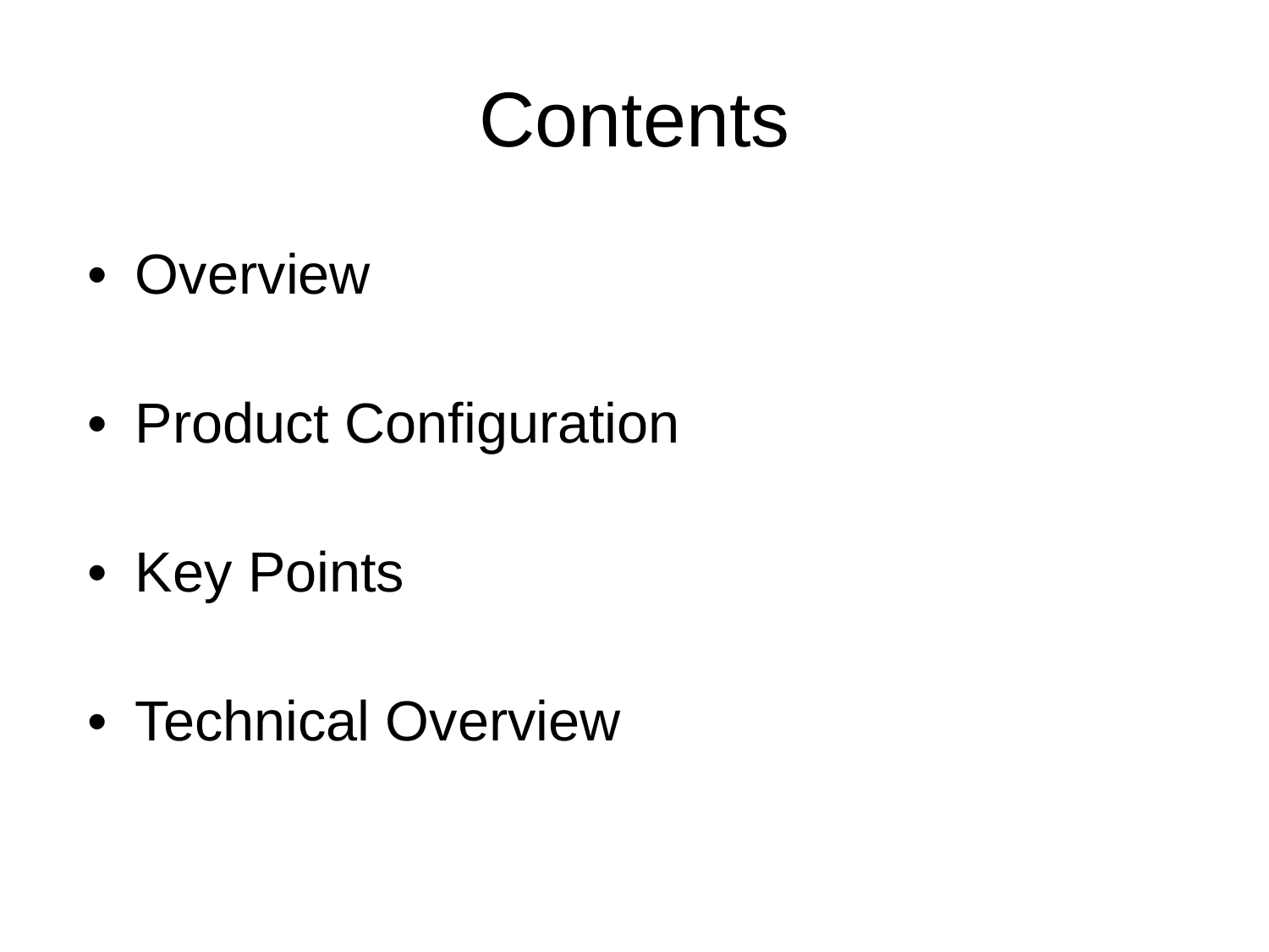# Contents

- Overview
- Product Configuration
- Key Points
- Technical Overview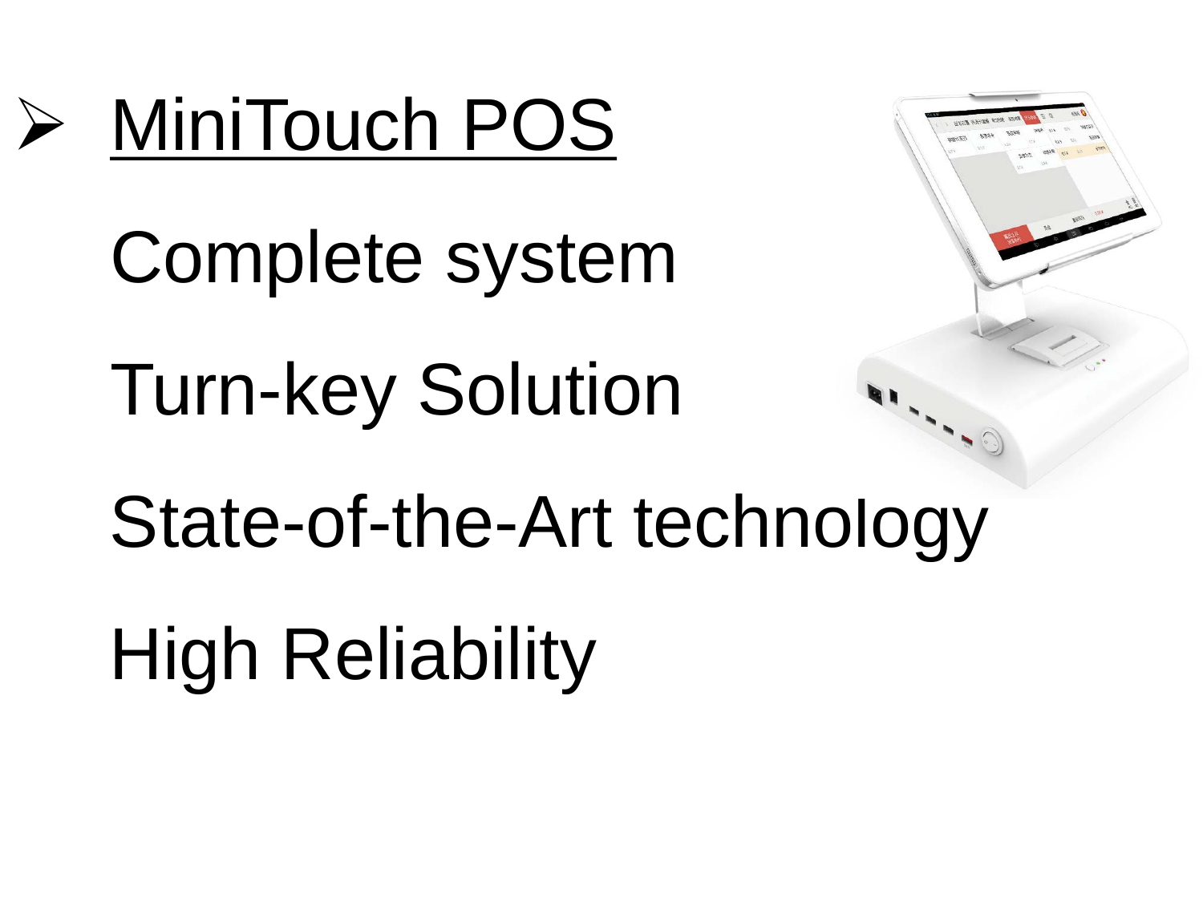- MiniTouch POS

  Complete system

  Turn-key Solution

  State-of-the-Art technology

  High Reliability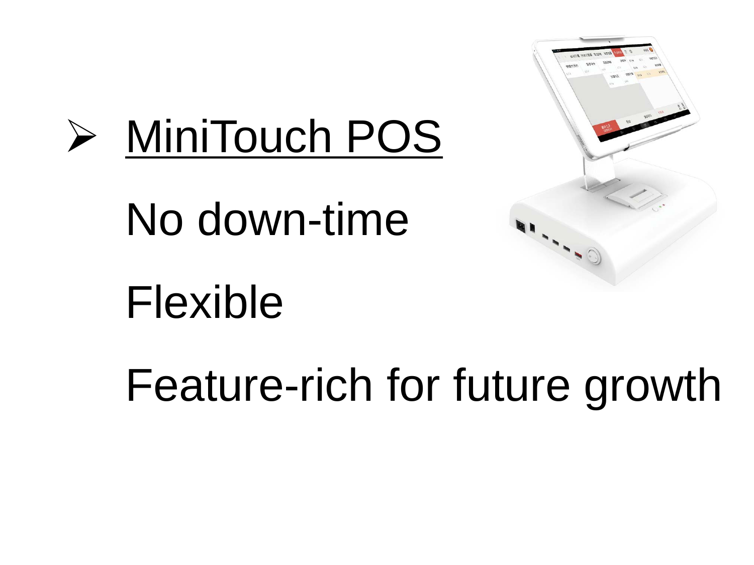- <u>MiniTouch POS</u>

  No down-time

  Flexible

  Feature-rich for future growth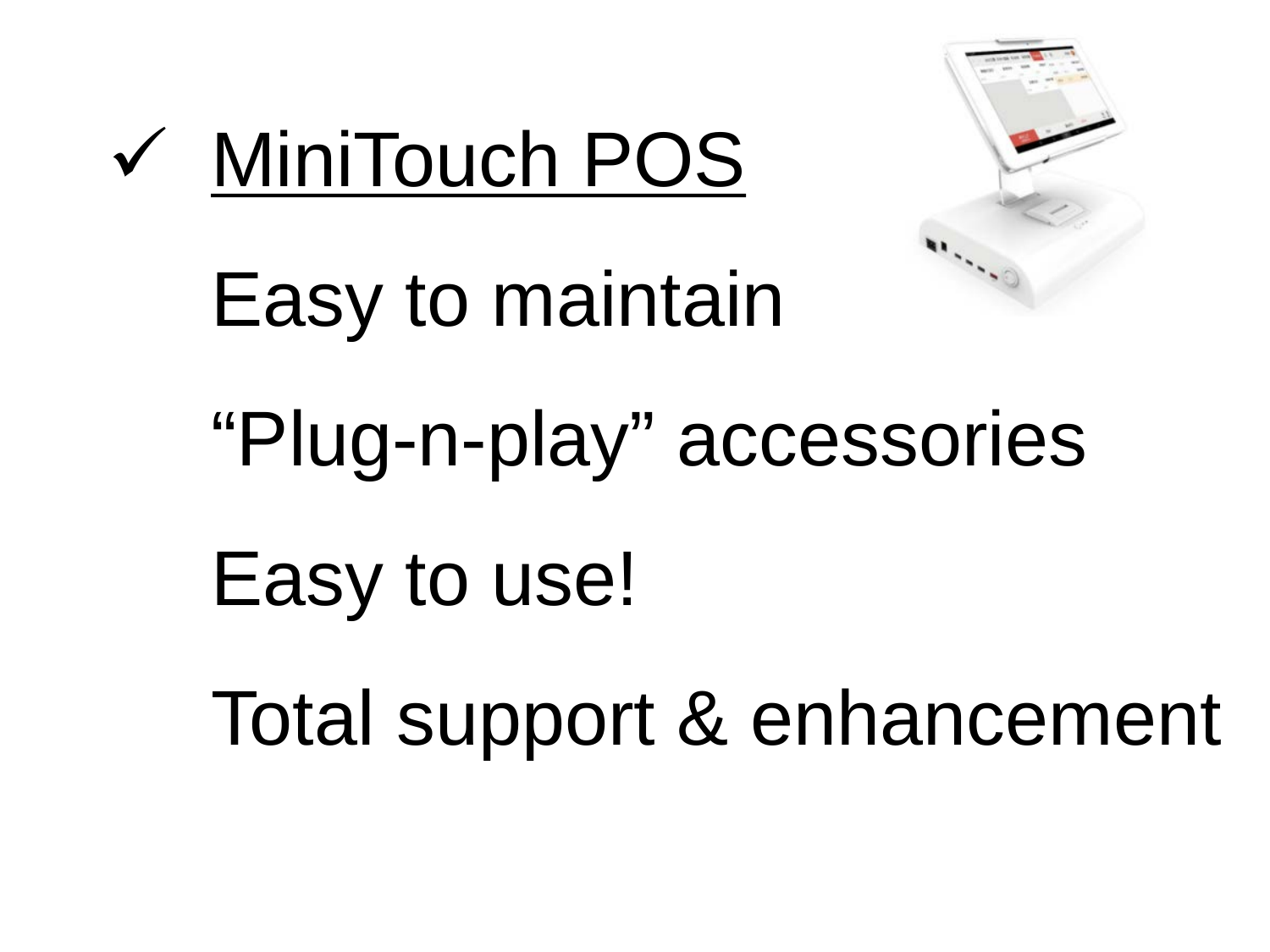- ✓ MiniTouch POS

  Easy to maintain

  “Plug-n-play” accessories

  Easy to use!

  Total support & enhancement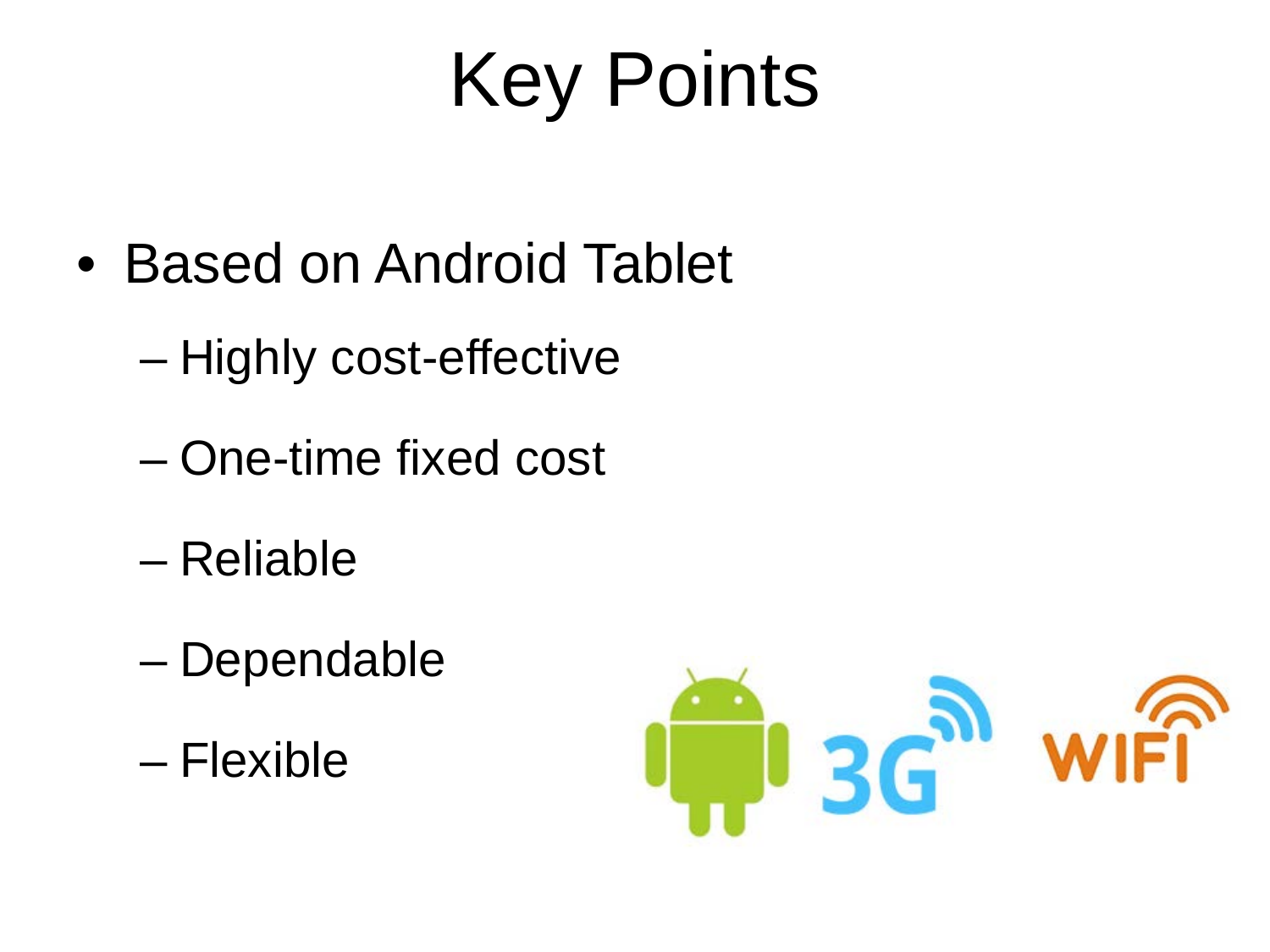# Key Points

- Based on Android Tablet
  - Highly cost-effective
  - One-time fixed cost
  - Reliable
  - Dependable
  - Flexible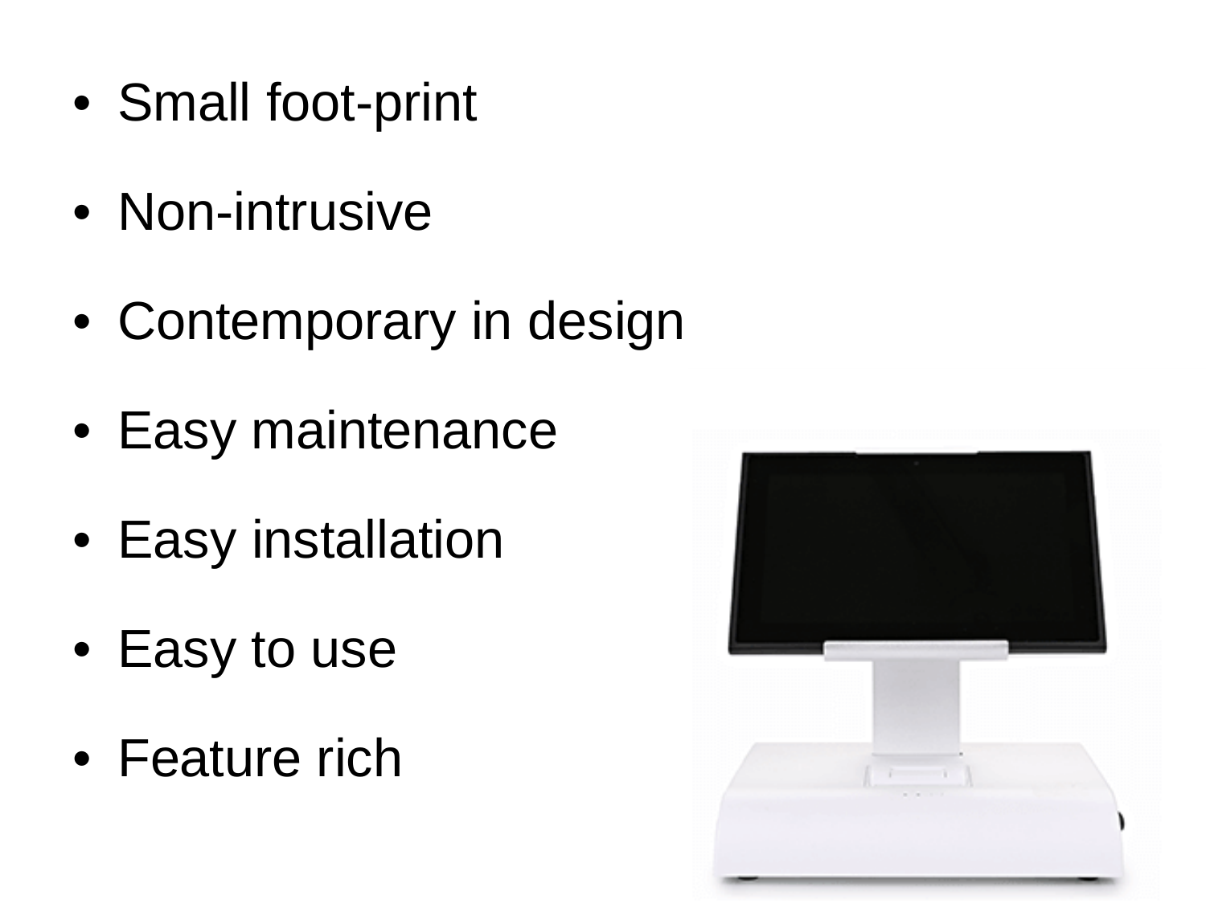- Small foot-print
- Non-intrusive
- Contemporary in design
- Easy maintenance
- Easy installation
- Easy to use
- Feature rich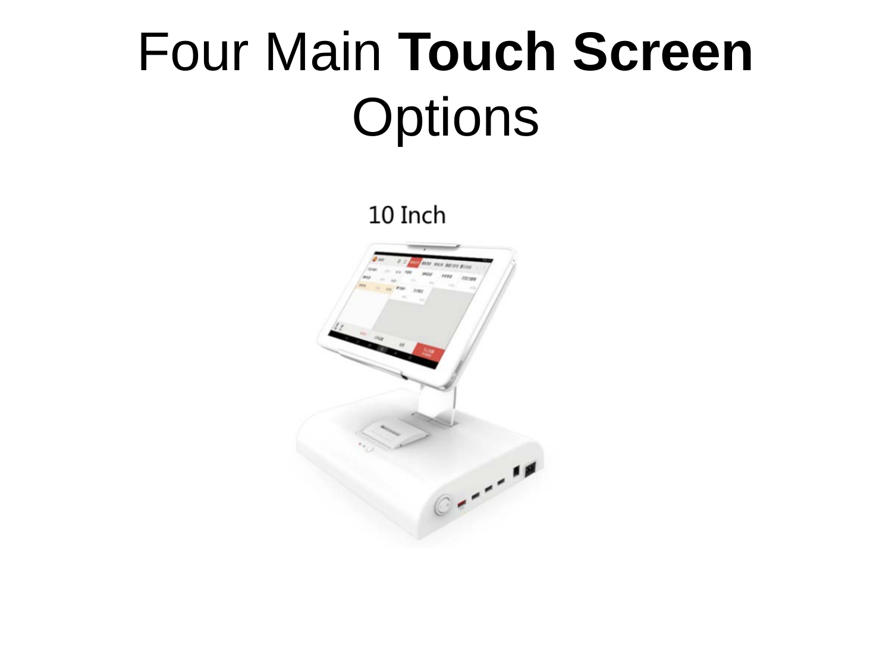# Four Main **Touch Screen** Options

10 Inch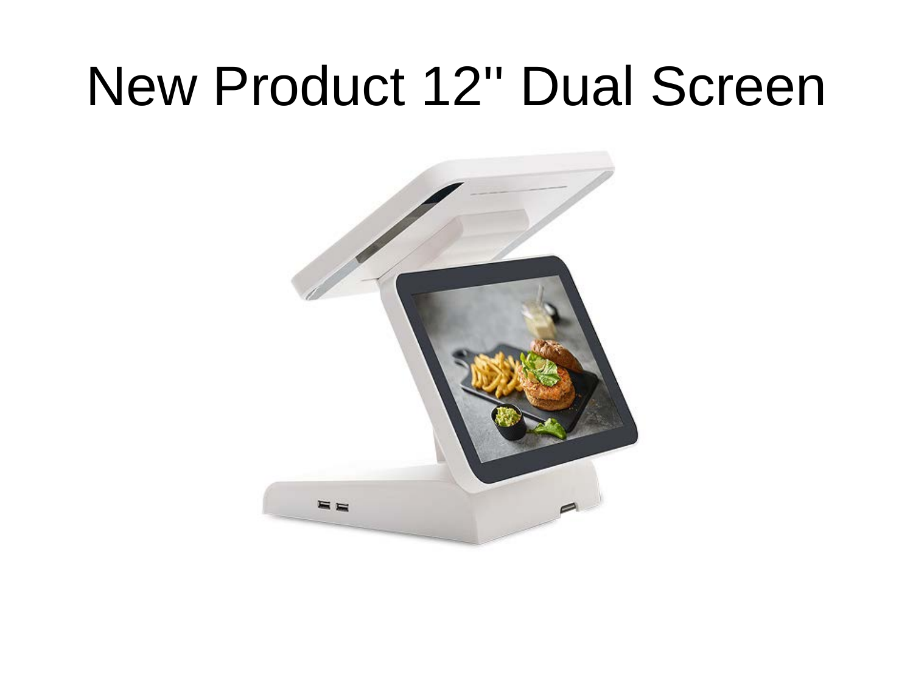# New Product 12'' Dual Screen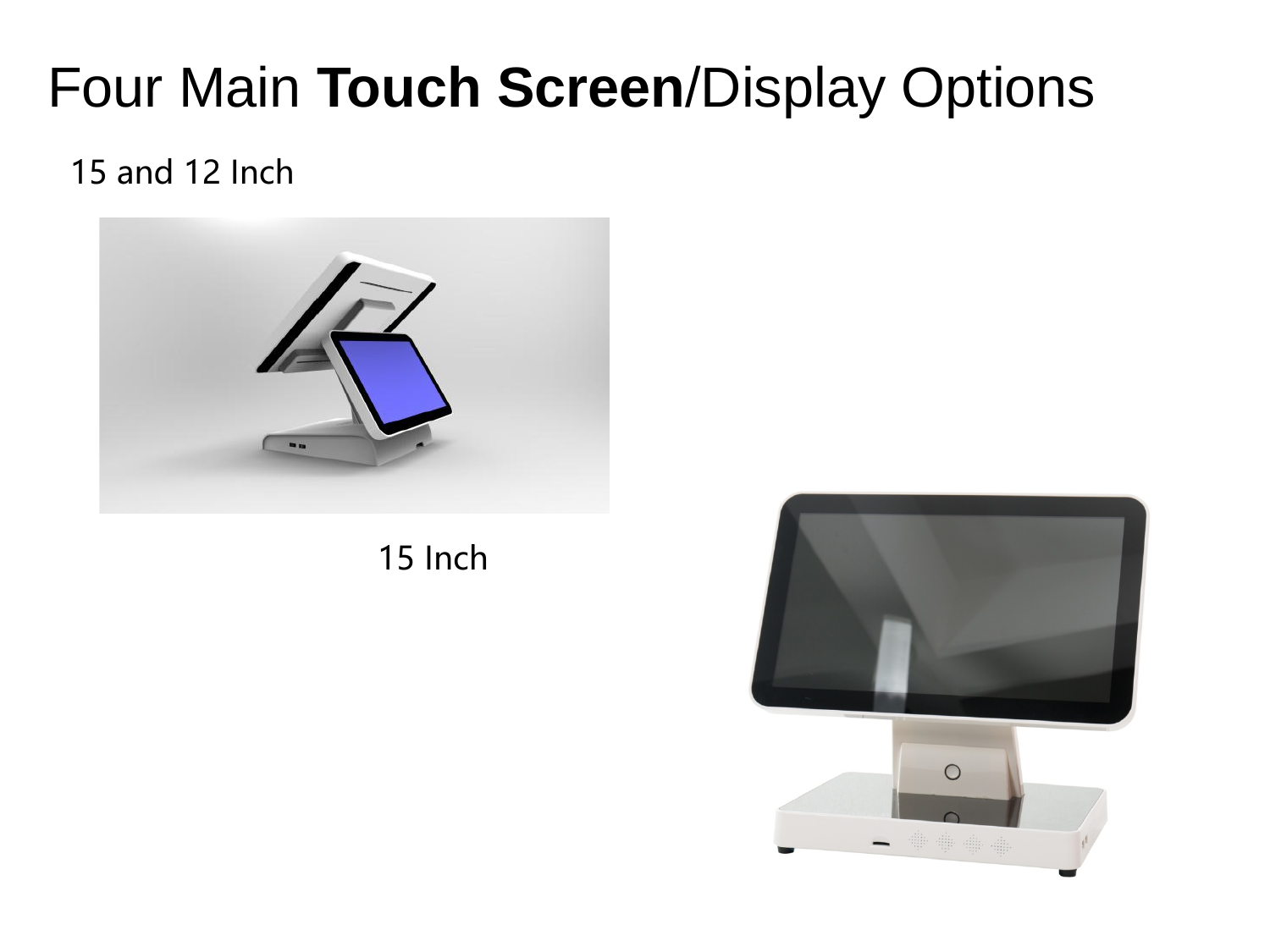# Four Main **Touch Screen**/Display Options

15 and 12 Inch

15 Inch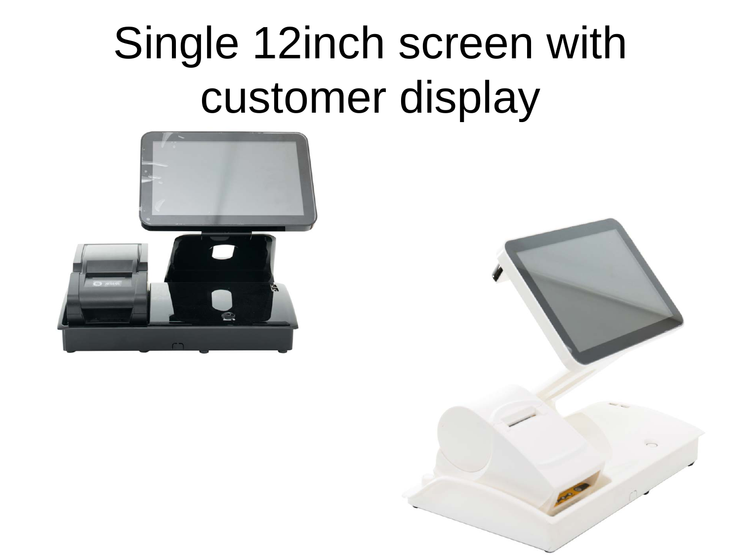# Single 12inch screen with customer display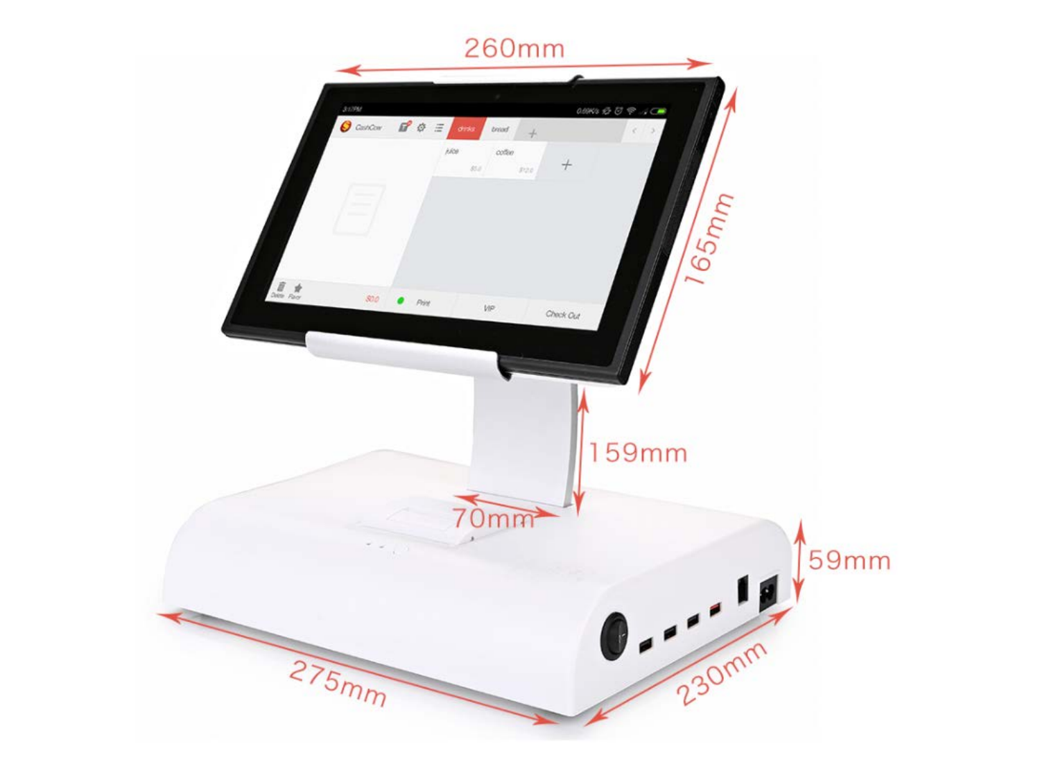260mm

165mm

159mm

70mm

59mm

275mm

230mm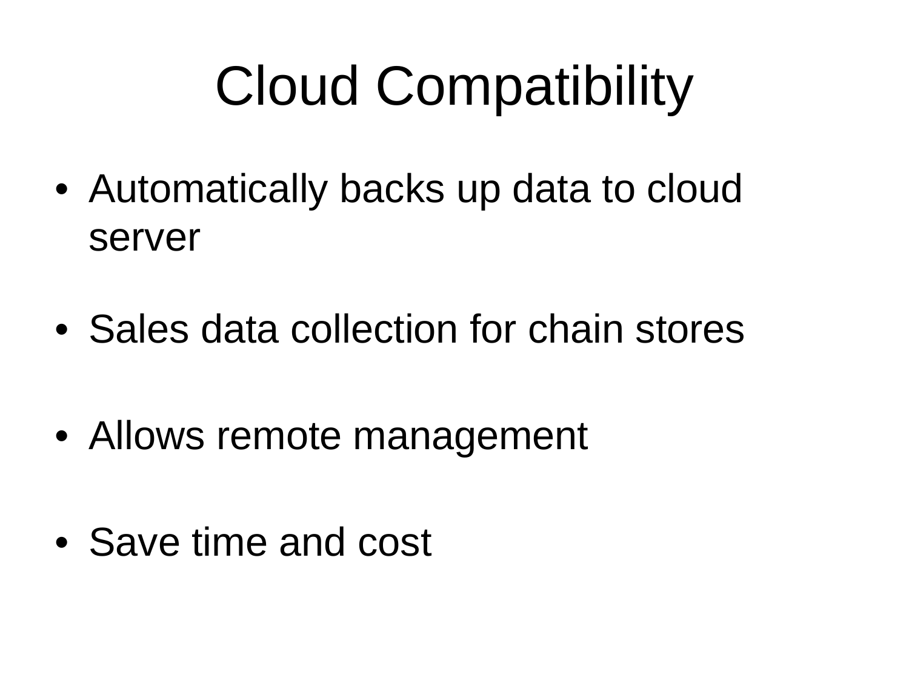# Cloud Compatibility

- Automatically backs up data to cloud server
- Sales data collection for chain stores
- Allows remote management
- Save time and cost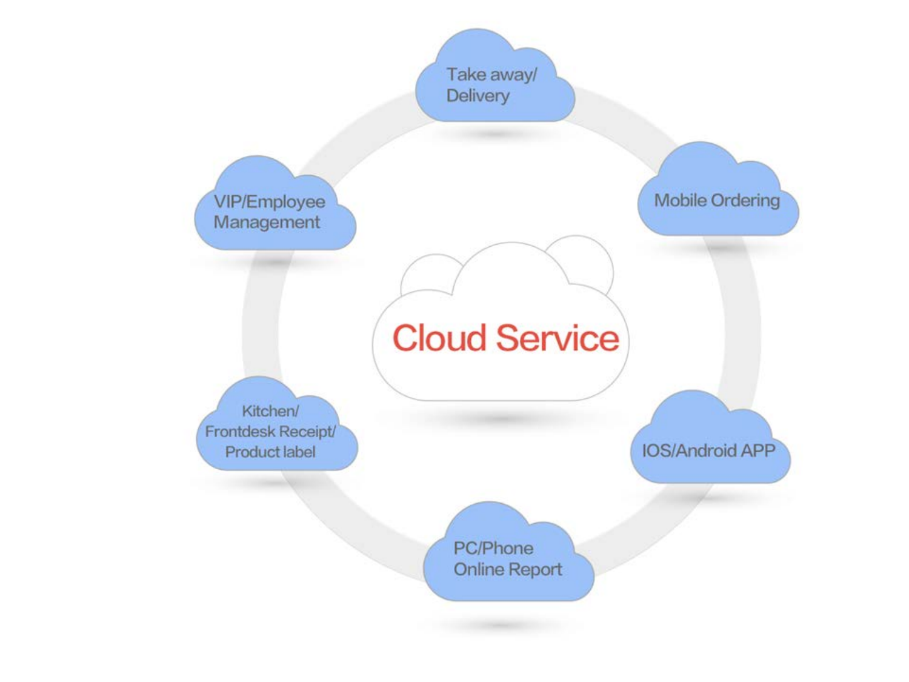Cloud Service

Take away/ Delivery

Mobile Ordering

IOS/Android APP

PC/Phone Online Report

Kitchen/ Frontdesk Receipt/ Product label

VIP/Employee Management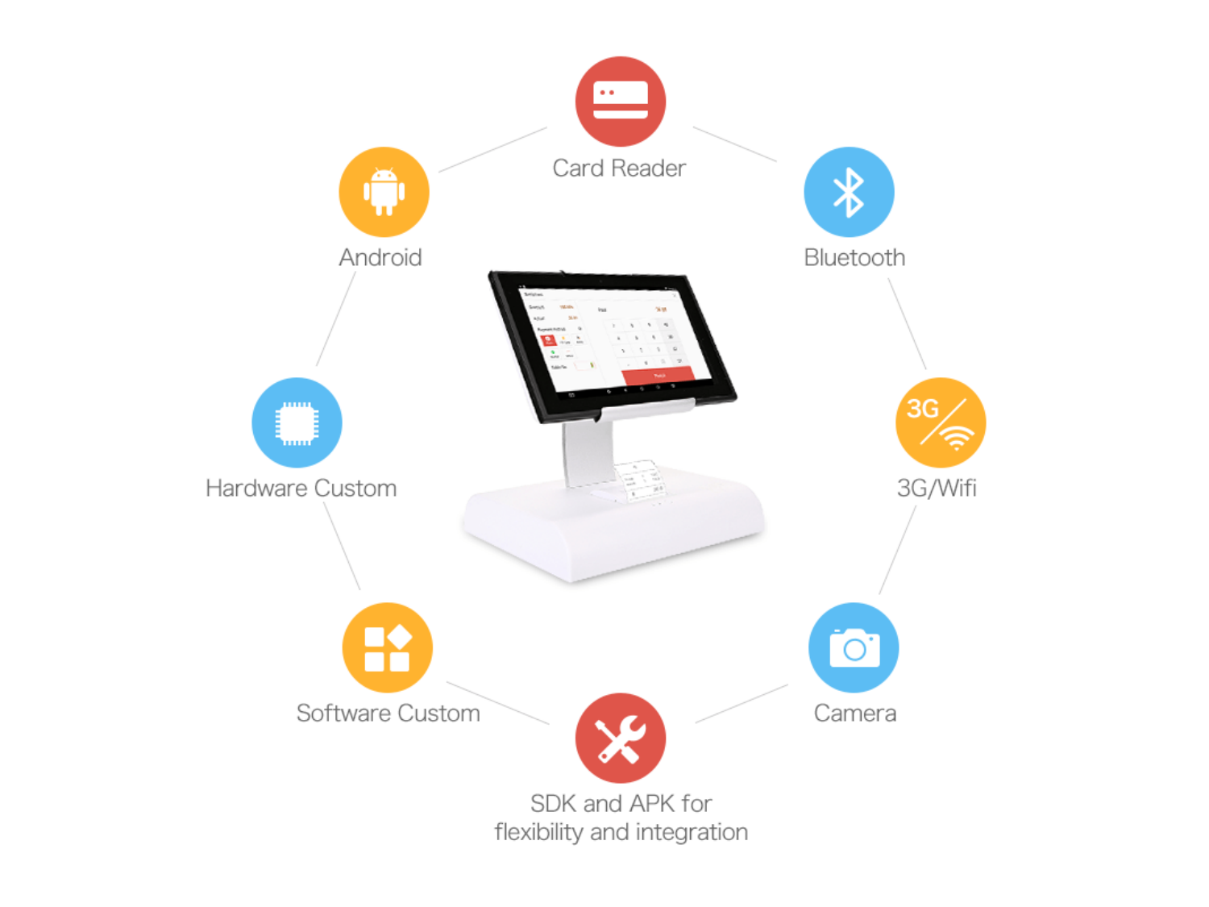Card Reader

Android

Bluetooth

Hardware Custom

3G/Wifi

Software Custom

Camera

SDK and APK for flexibility and integration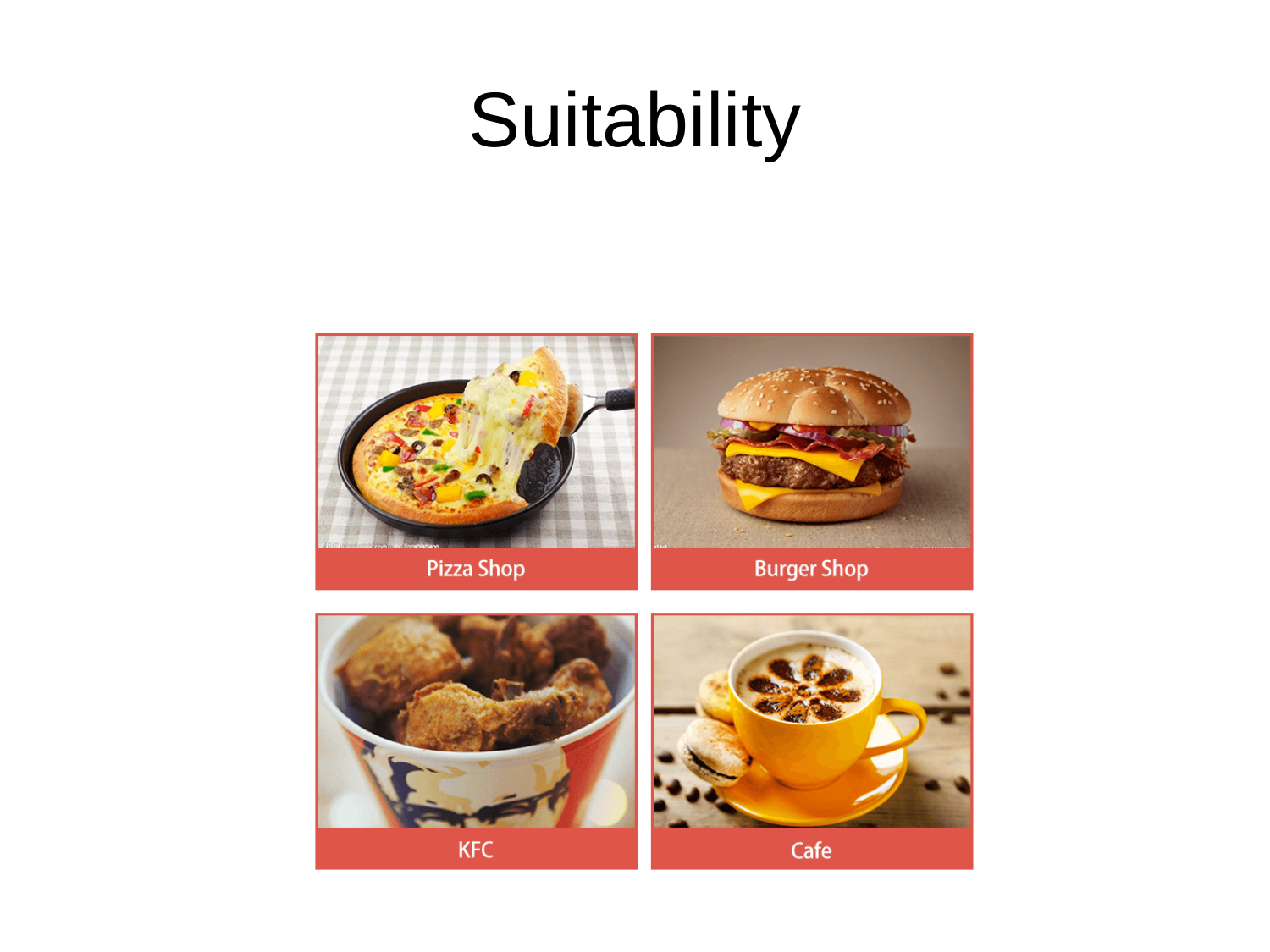# Suitability

Pizza Shop

Burger Shop

KFC

Cafe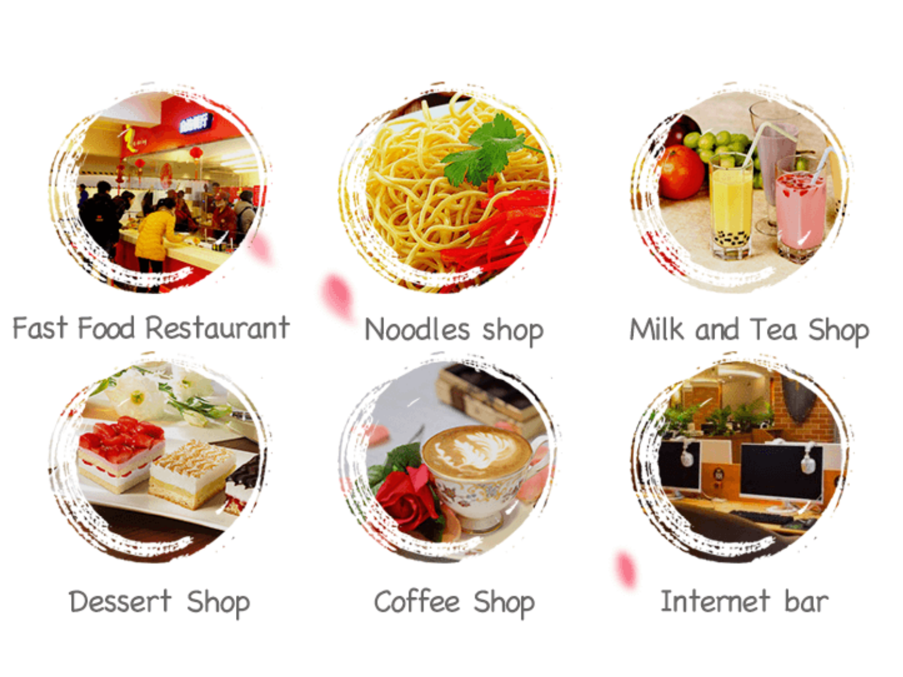Fast Food Restaurant

Noodles shop

Milk and Tea Shop

Dessert Shop

Coffee Shop

Internet bar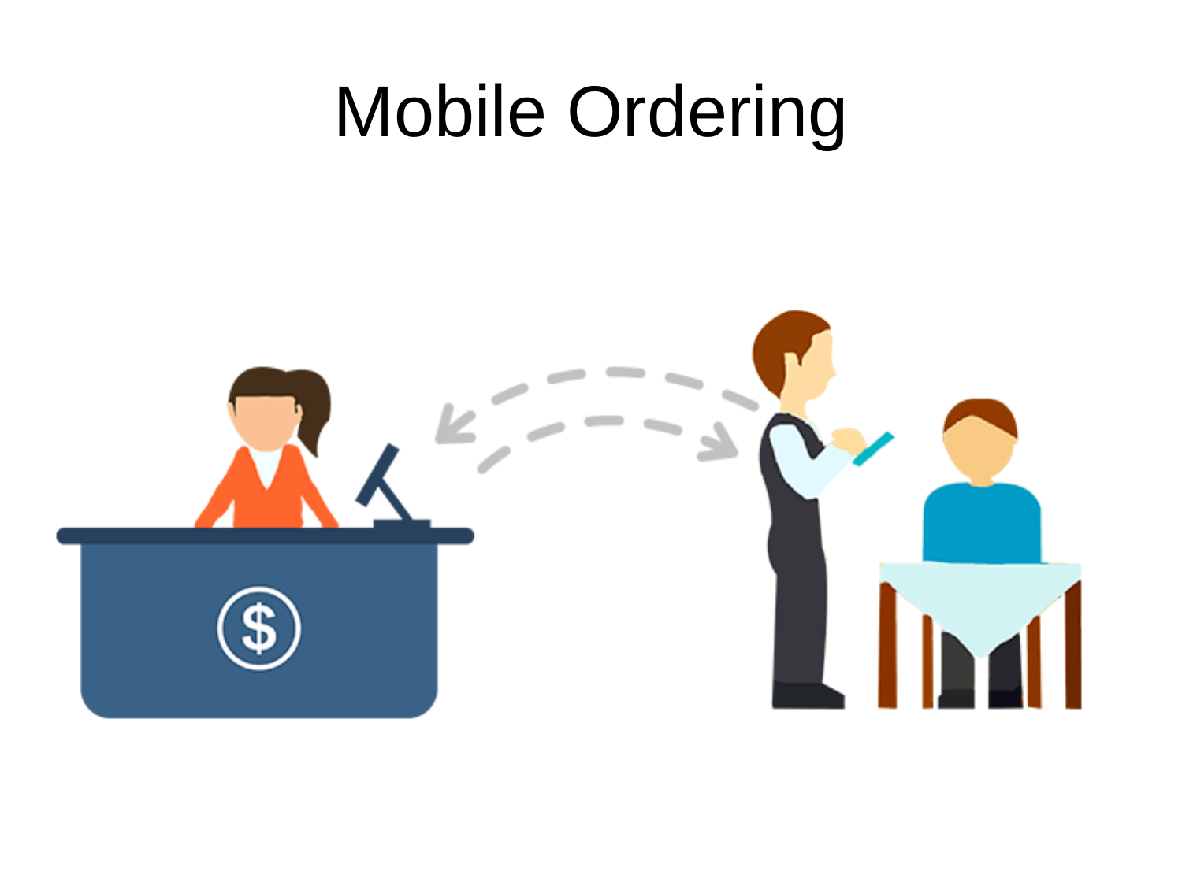# Mobile Ordering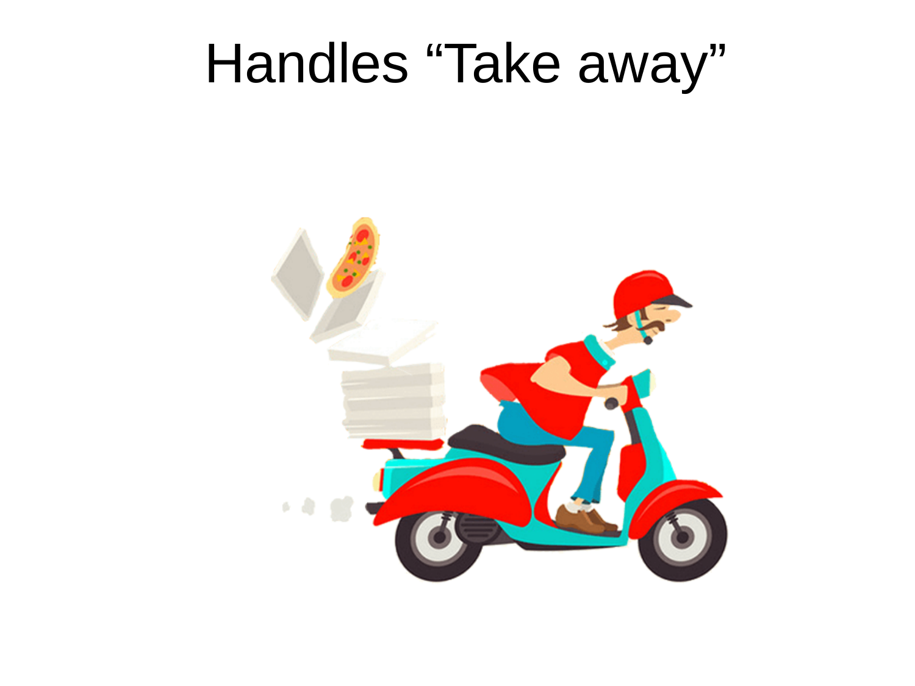# Handles “Take away”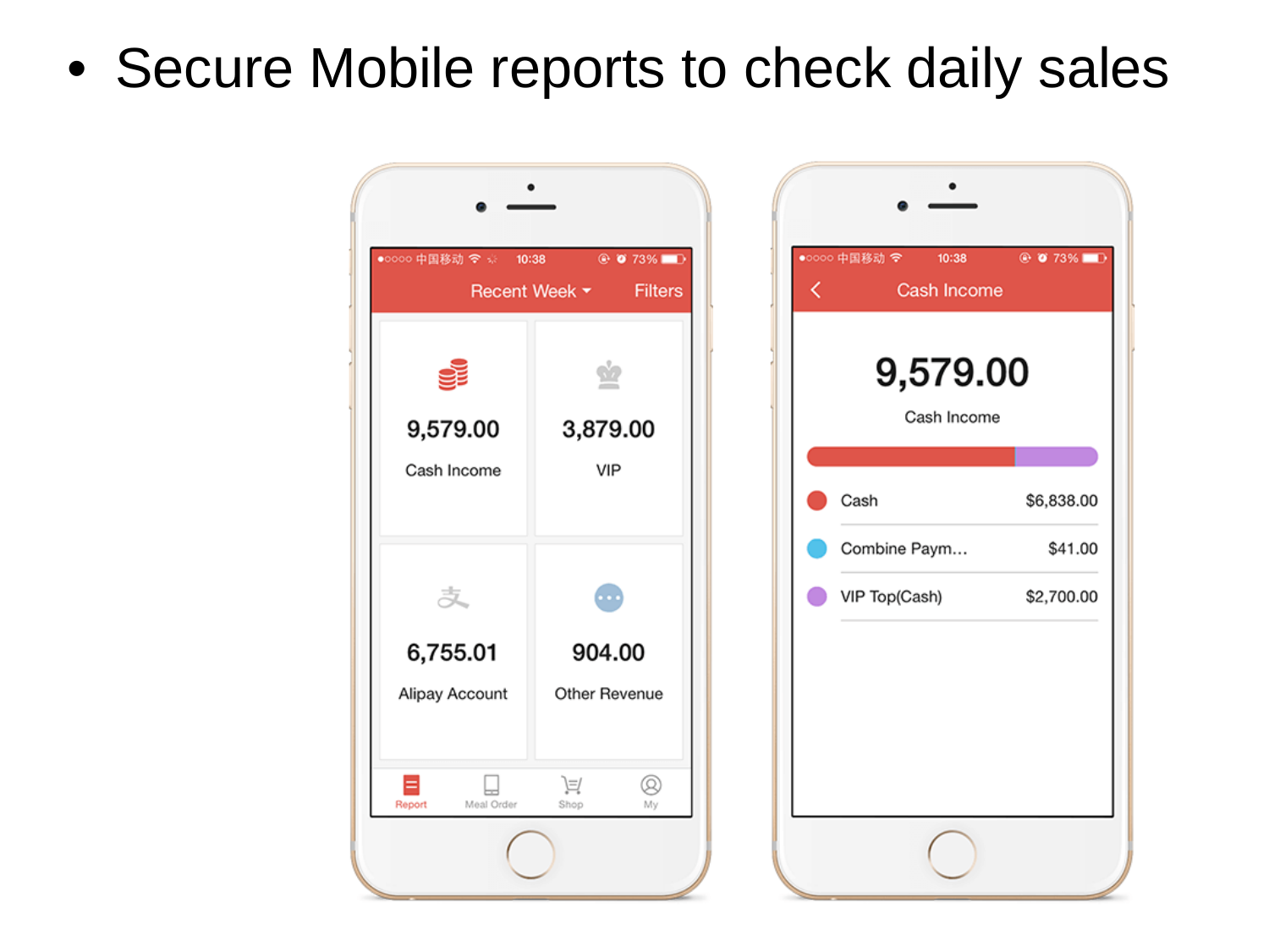- Secure Mobile reports to check daily sales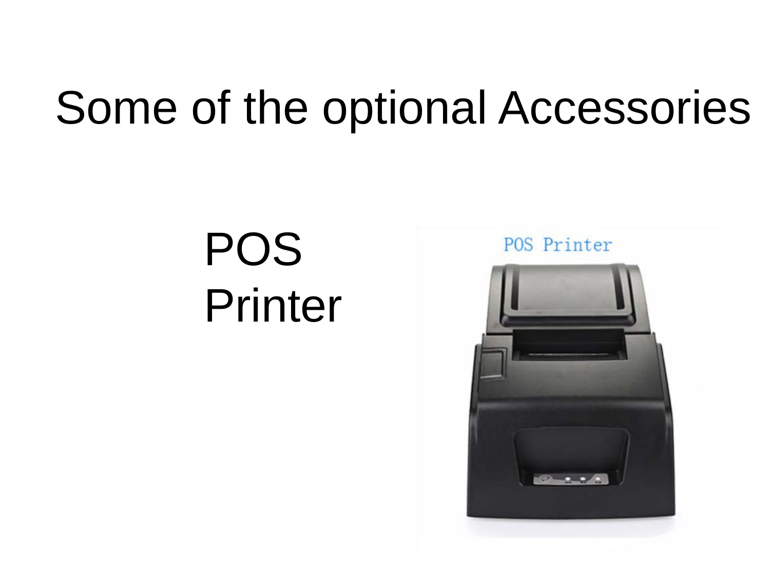# Some of the optional Accessories

POS Printer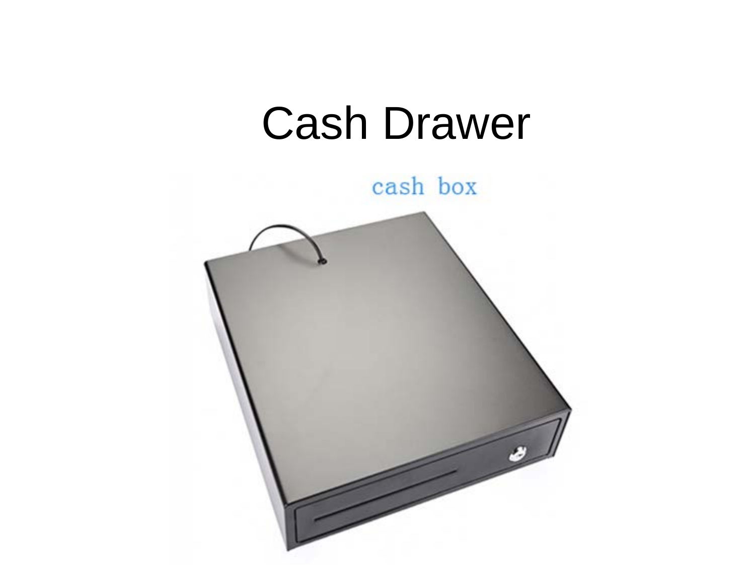# Cash Drawer

cash box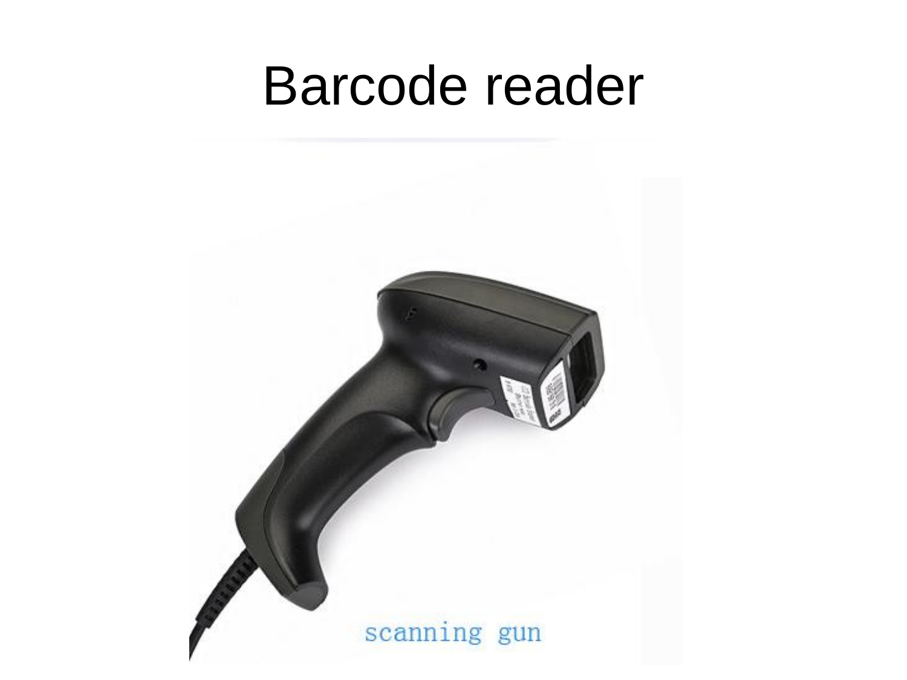# Barcode reader

scanning gun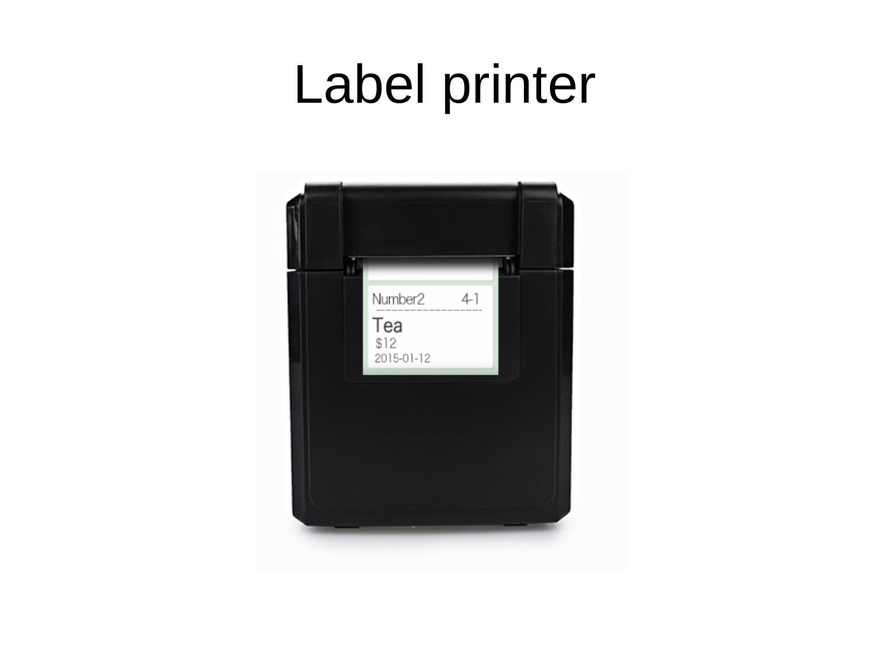# Label printer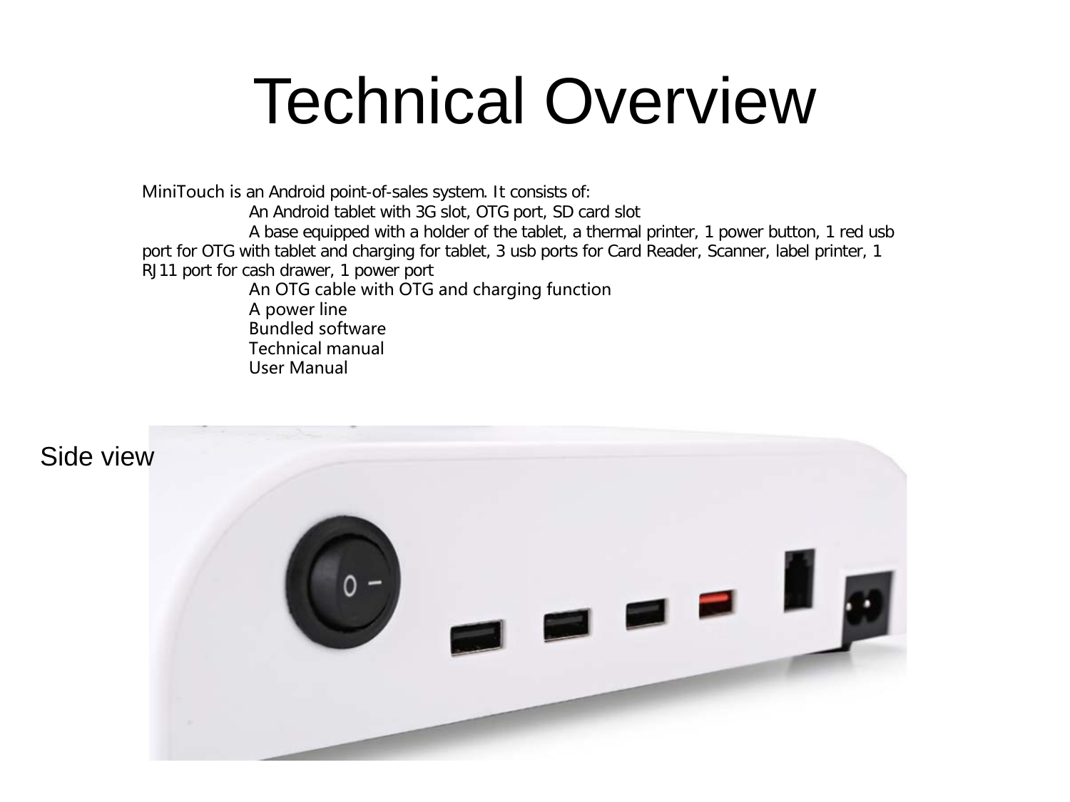# Technical Overview

MiniTouch is an Android point-of-sales system. It consists of:

- An Android tablet with 3G slot, OTG port, SD card slot
- A base equipped with a holder of the tablet, a thermal printer, 1 power button, 1 red usb port for OTG with tablet and charging for tablet, 3 usb ports for Card Reader, Scanner, label printer, 1 RJ11 port for cash drawer, 1 power port
- An OTG cable with OTG and charging function
- A power line
- Bundled software
- Technical manual
- User Manual

Side view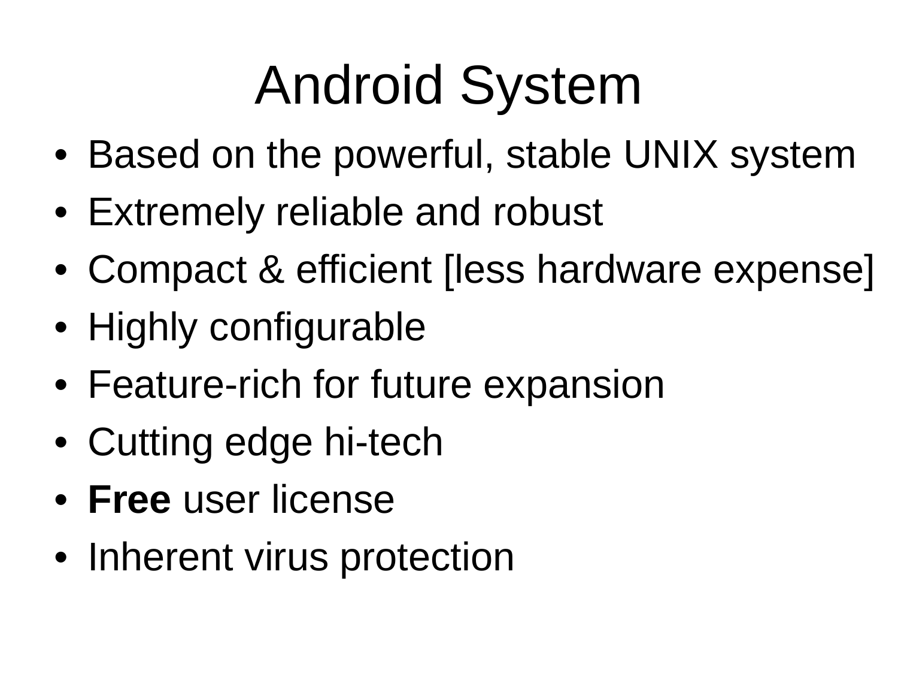# Android System

- Based on the powerful, stable UNIX system
- Extremely reliable and robust
- Compact & efficient [less hardware expense]
- Highly configurable
- Feature-rich for future expansion
- Cutting edge hi-tech
- **Free** user license
- Inherent virus protection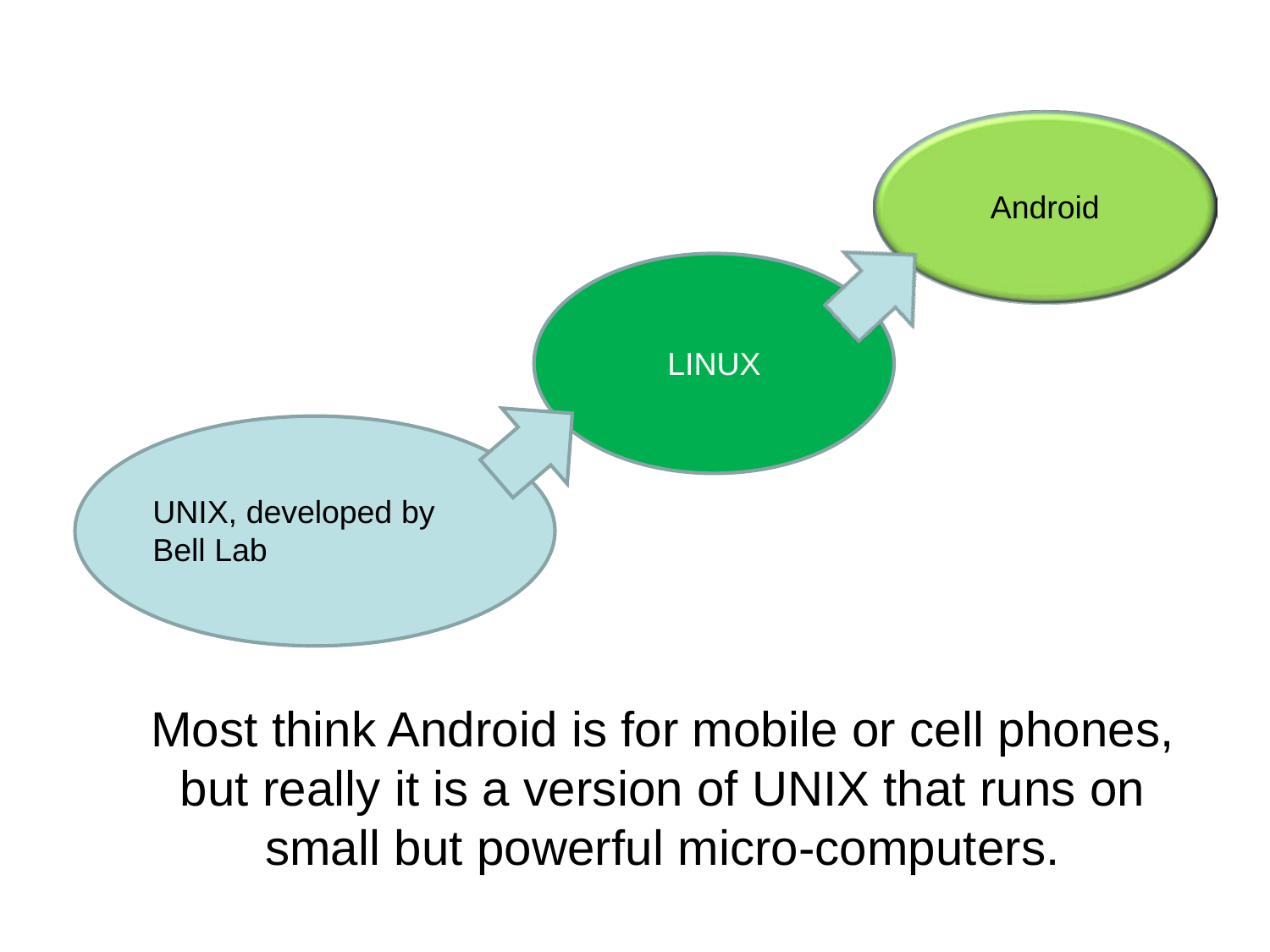UNIX, developed by Bell Lab

LINUX

Android

Most think Android is for mobile or cell phones, but really it is a version of UNIX that runs on small but powerful micro-computers.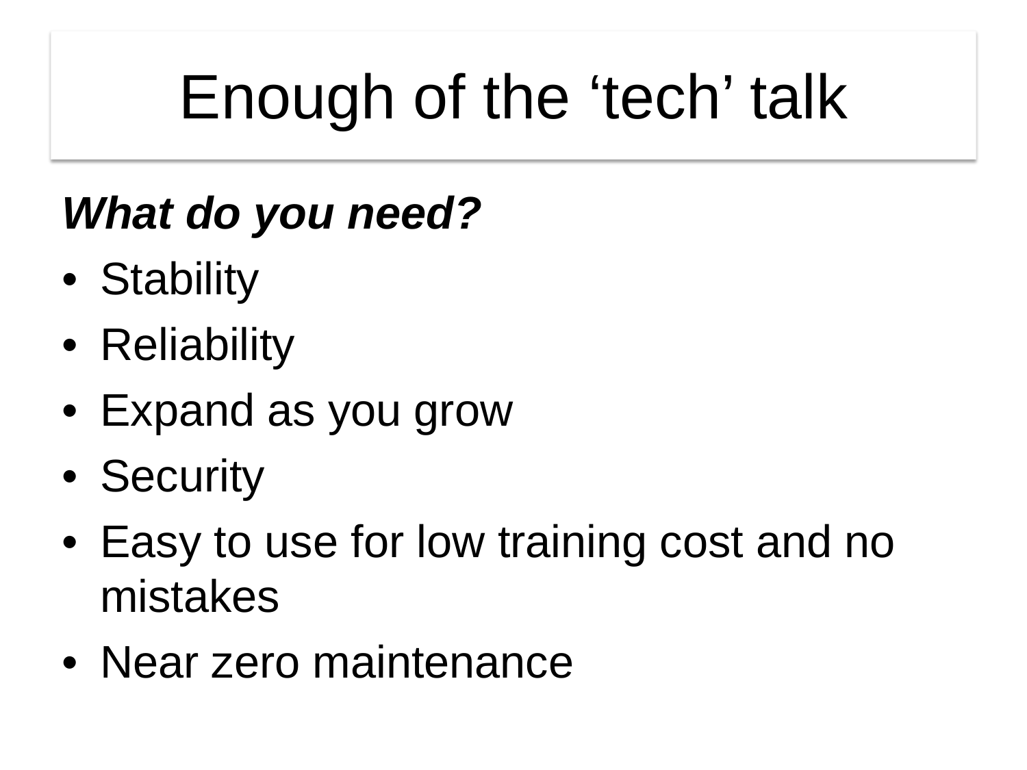# Enough of the ‘tech’ talk

***What do you need?***

- Stability
- Reliability
- Expand as you grow
- Security
- Easy to use for low training cost and no mistakes
- Near zero maintenance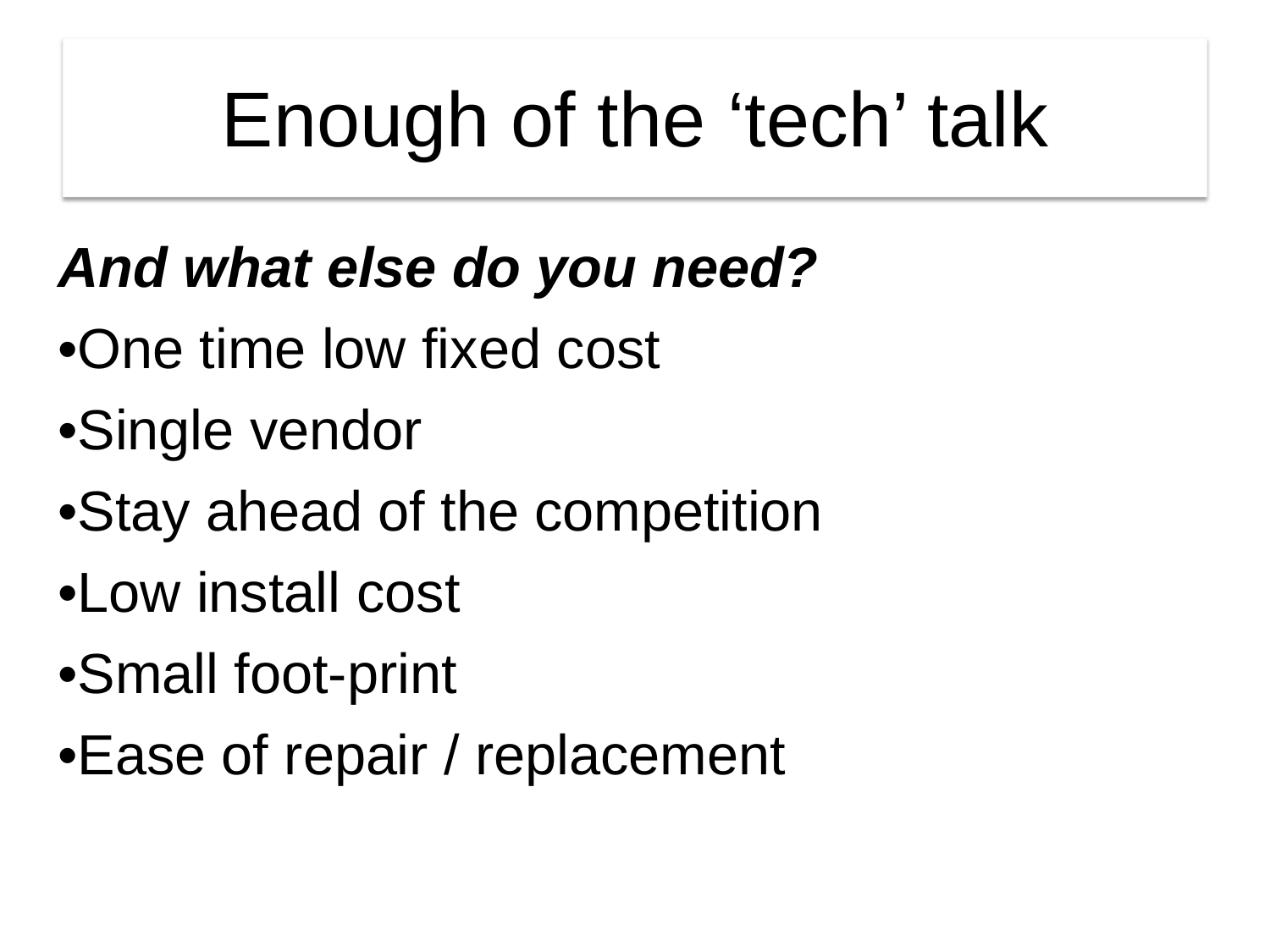# Enough of the ‘tech’ talk

***And what else do you need?***

- One time low fixed cost
- Single vendor
- Stay ahead of the competition
- Low install cost
- Small foot-print
- Ease of repair / replacement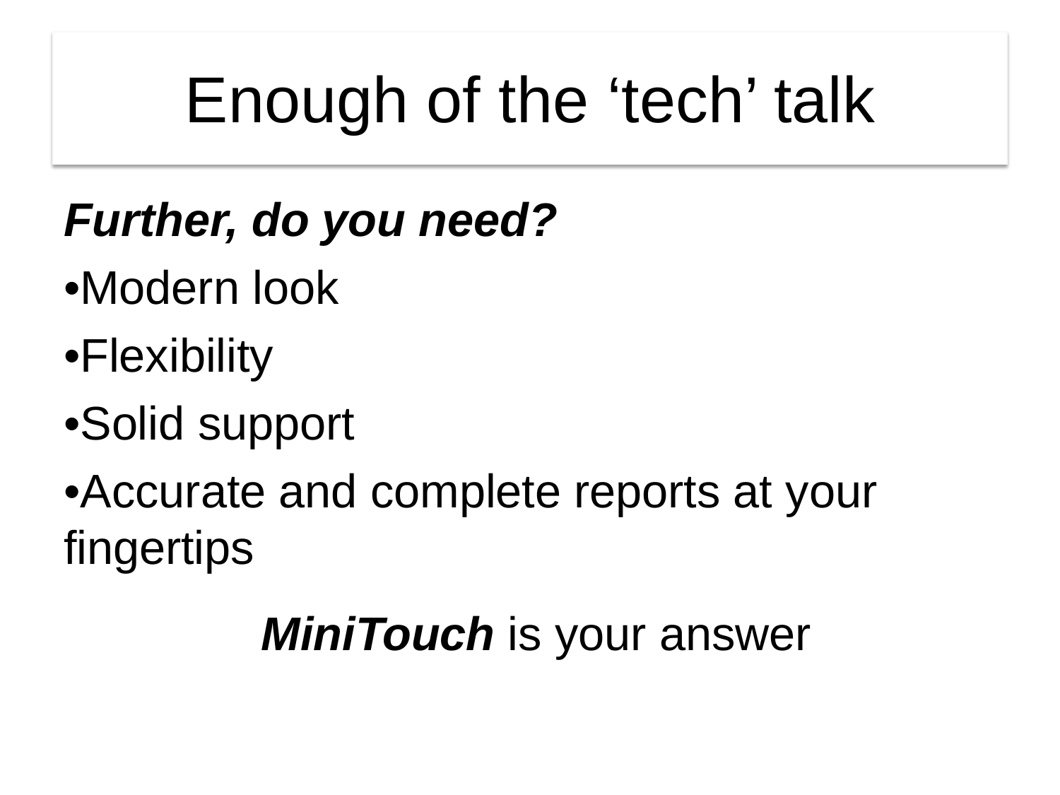# Enough of the ‘tech’ talk

***Further, do you need?***

- Modern look
- Flexibility
- Solid support
- Accurate and complete reports at your fingertips

***MiniTouch*** is your answer